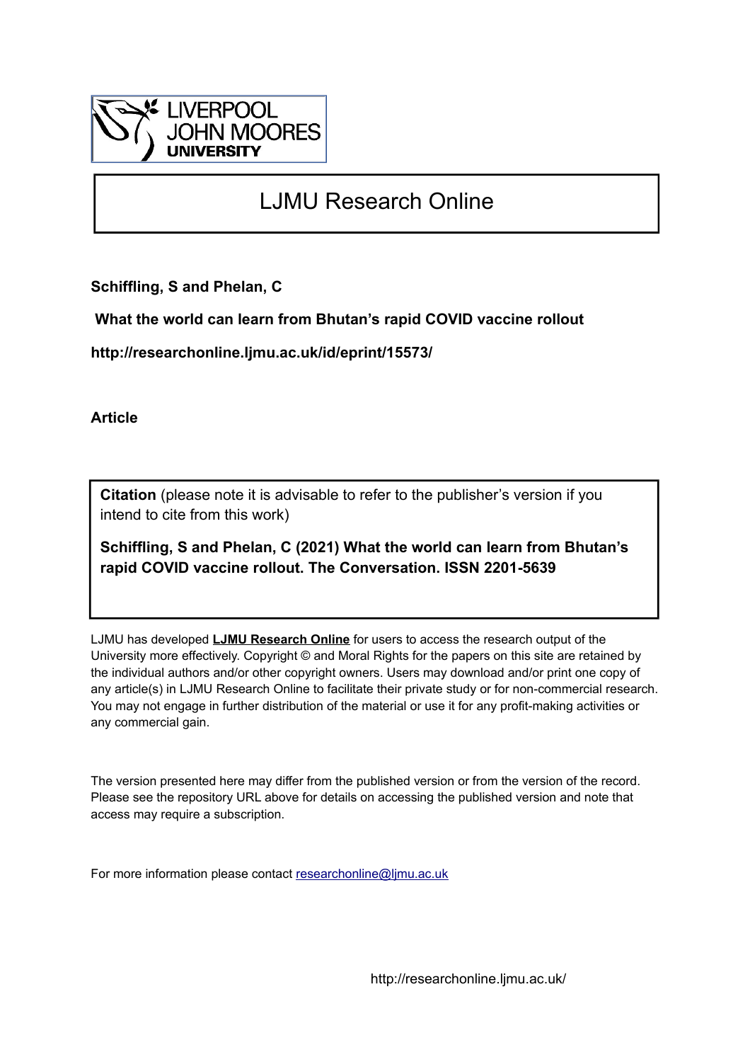LIVERPOOL JOHN MOORES UNIVERSITY

# LJMU Research Online

**Schiffling, S and Phelan, C**

**What the world can learn from Bhutan's rapid COVID vaccine rollout**

**http://researchonline.ljmu.ac.uk/id/eprint/15573/**

**Article**

**Citation** (please note it is advisable to refer to the publisher's version if you intend to cite from this work)

**Schiffling, S and Phelan, C (2021) What the world can learn from Bhutan's rapid COVID vaccine rollout. The Conversation. ISSN 2201-5639**

LJMU has developed **LJMU Research Online** for users to access the research output of the University more effectively. Copyright © and Moral Rights for the papers on this site are retained by the individual authors and/or other copyright owners. Users may download and/or print one copy of any article(s) in LJMU Research Online to facilitate their private study or for non-commercial research. You may not engage in further distribution of the material or use it for any profit-making activities or any commercial gain.

The version presented here may differ from the published version or from the version of the record. Please see the repository URL above for details on accessing the published version and note that access may require a subscription.

For more information please contact researchonline@ljmu.ac.uk

http://researchonline.ljmu.ac.uk/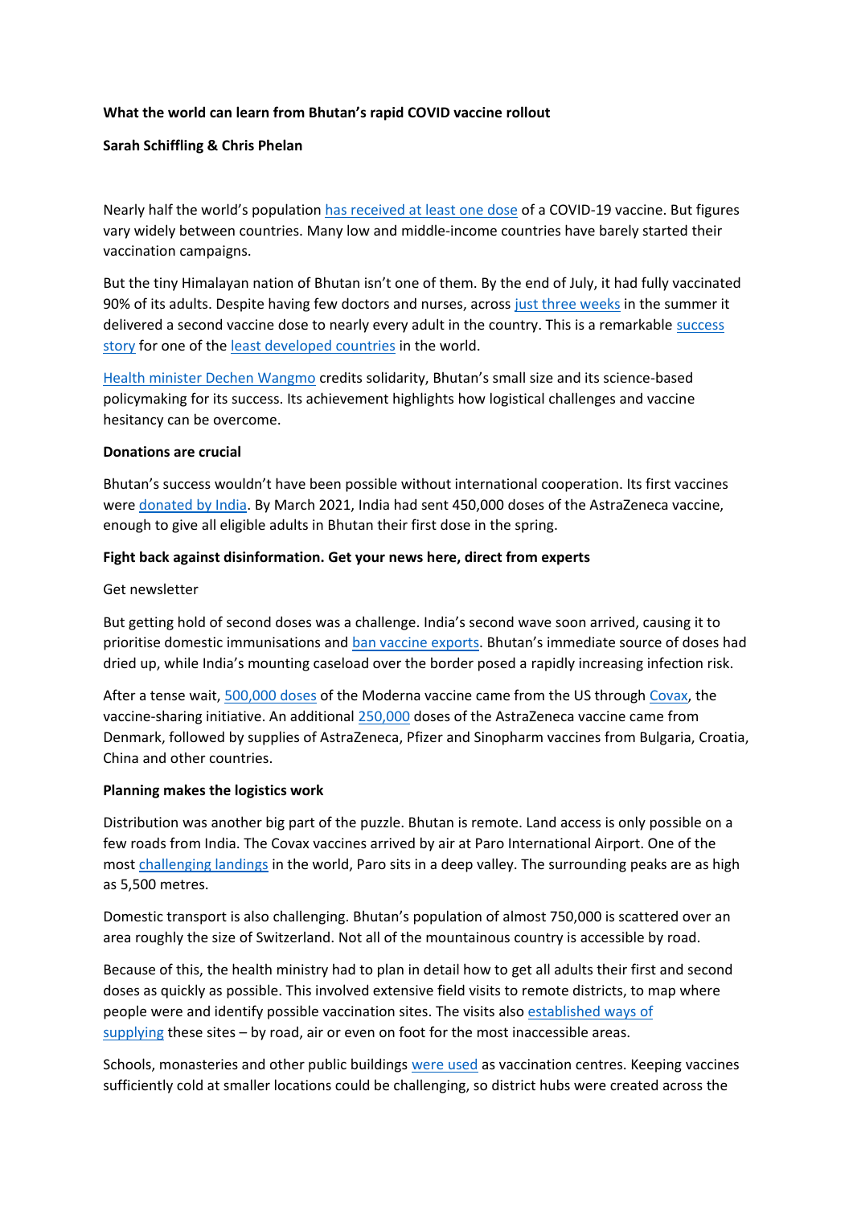**What the world can learn from Bhutan's rapid COVID vaccine rollout**

**Sarah Schiffling & Chris Phelan**

Nearly half the world's population has received at least one dose of a COVID-19 vaccine. But figures vary widely between countries. Many low and middle-income countries have barely started their vaccination campaigns.

But the tiny Himalayan nation of Bhutan isn't one of them. By the end of July, it had fully vaccinated 90% of its adults. Despite having few doctors and nurses, across just three weeks in the summer it delivered a second vaccine dose to nearly every adult in the country. This is a remarkable success story for one of the least developed countries in the world.

Health minister Dechen Wangmo credits solidarity, Bhutan's small size and its science-based policymaking for its success. Its achievement highlights how logistical challenges and vaccine hesitancy can be overcome.

**Donations are crucial**

Bhutan's success wouldn't have been possible without international cooperation. Its first vaccines were donated by India. By March 2021, India had sent 450,000 doses of the AstraZeneca vaccine, enough to give all eligible adults in Bhutan their first dose in the spring.

**Fight back against disinformation. Get your news here, direct from experts**

Get newsletter

But getting hold of second doses was a challenge. India's second wave soon arrived, causing it to prioritise domestic immunisations and ban vaccine exports. Bhutan's immediate source of doses had dried up, while India's mounting caseload over the border posed a rapidly increasing infection risk.

After a tense wait, 500,000 doses of the Moderna vaccine came from the US through Covax, the vaccine-sharing initiative. An additional 250,000 doses of the AstraZeneca vaccine came from Denmark, followed by supplies of AstraZeneca, Pfizer and Sinopharm vaccines from Bulgaria, Croatia, China and other countries.

**Planning makes the logistics work**

Distribution was another big part of the puzzle. Bhutan is remote. Land access is only possible on a few roads from India. The Covax vaccines arrived by air at Paro International Airport. One of the most challenging landings in the world, Paro sits in a deep valley. The surrounding peaks are as high as 5,500 metres.

Domestic transport is also challenging. Bhutan's population of almost 750,000 is scattered over an area roughly the size of Switzerland. Not all of the mountainous country is accessible by road.

Because of this, the health ministry had to plan in detail how to get all adults their first and second doses as quickly as possible. This involved extensive field visits to remote districts, to map where people were and identify possible vaccination sites. The visits also established ways of supplying these sites – by road, air or even on foot for the most inaccessible areas.

Schools, monasteries and other public buildings were used as vaccination centres. Keeping vaccines sufficiently cold at smaller locations could be challenging, so district hubs were created across the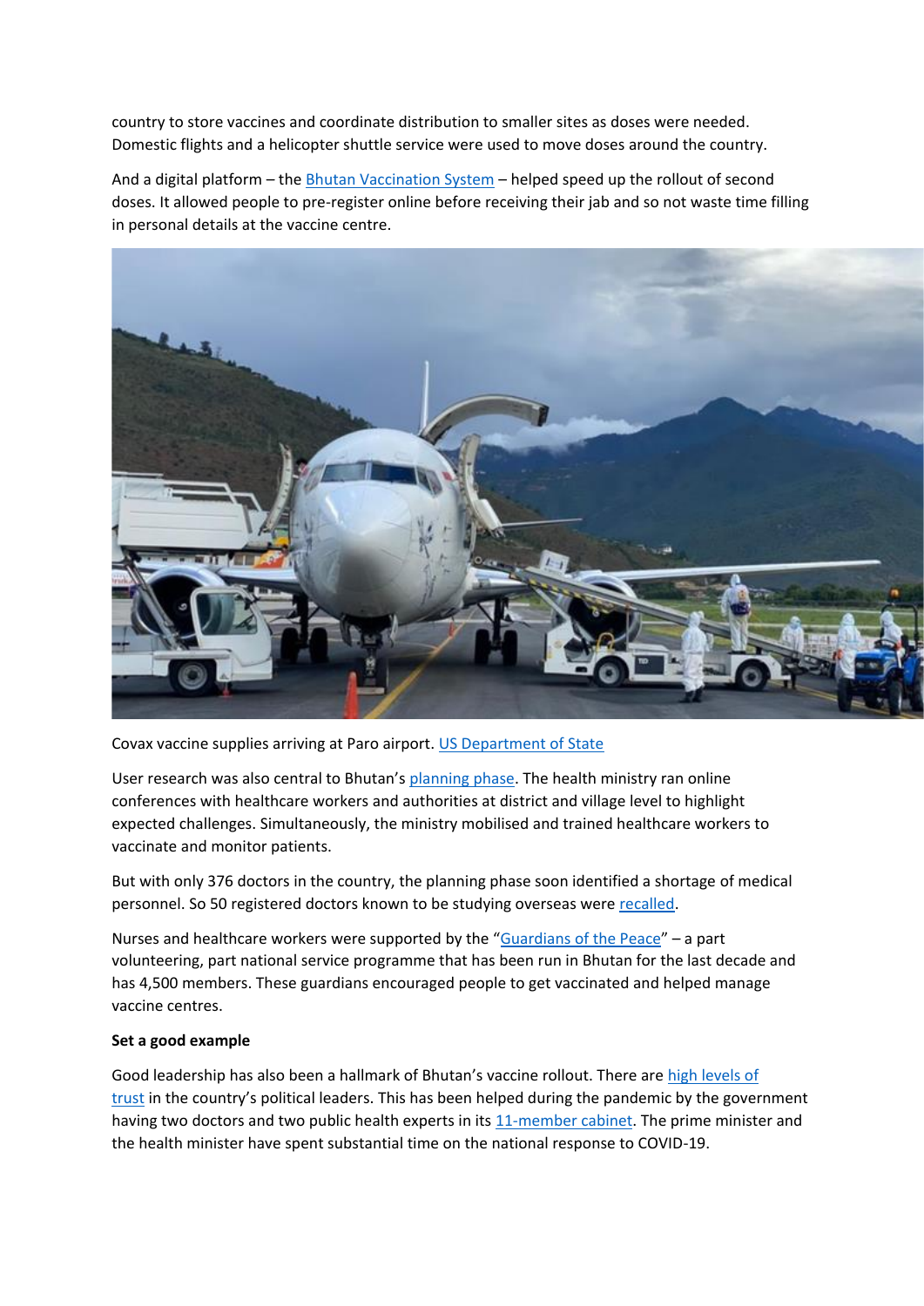country to store vaccines and coordinate distribution to smaller sites as doses were needed. Domestic flights and a helicopter shuttle service were used to move doses around the country.

And a digital platform – the Bhutan Vaccination System – helped speed up the rollout of second doses. It allowed people to pre-register online before receiving their jab and so not waste time filling in personal details at the vaccine centre.

Covax vaccine supplies arriving at Paro airport. US Department of State

User research was also central to Bhutan's planning phase. The health ministry ran online conferences with healthcare workers and authorities at district and village level to highlight expected challenges. Simultaneously, the ministry mobilised and trained healthcare workers to vaccinate and monitor patients.

But with only 376 doctors in the country, the planning phase soon identified a shortage of medical personnel. So 50 registered doctors known to be studying overseas were recalled.

Nurses and healthcare workers were supported by the "Guardians of the Peace" – a part volunteering, part national service programme that has been run in Bhutan for the last decade and has 4,500 members. These guardians encouraged people to get vaccinated and helped manage vaccine centres.

**Set a good example**

Good leadership has also been a hallmark of Bhutan's vaccine rollout. There are high levels of trust in the country's political leaders. This has been helped during the pandemic by the government having two doctors and two public health experts in its 11-member cabinet. The prime minister and the health minister have spent substantial time on the national response to COVID-19.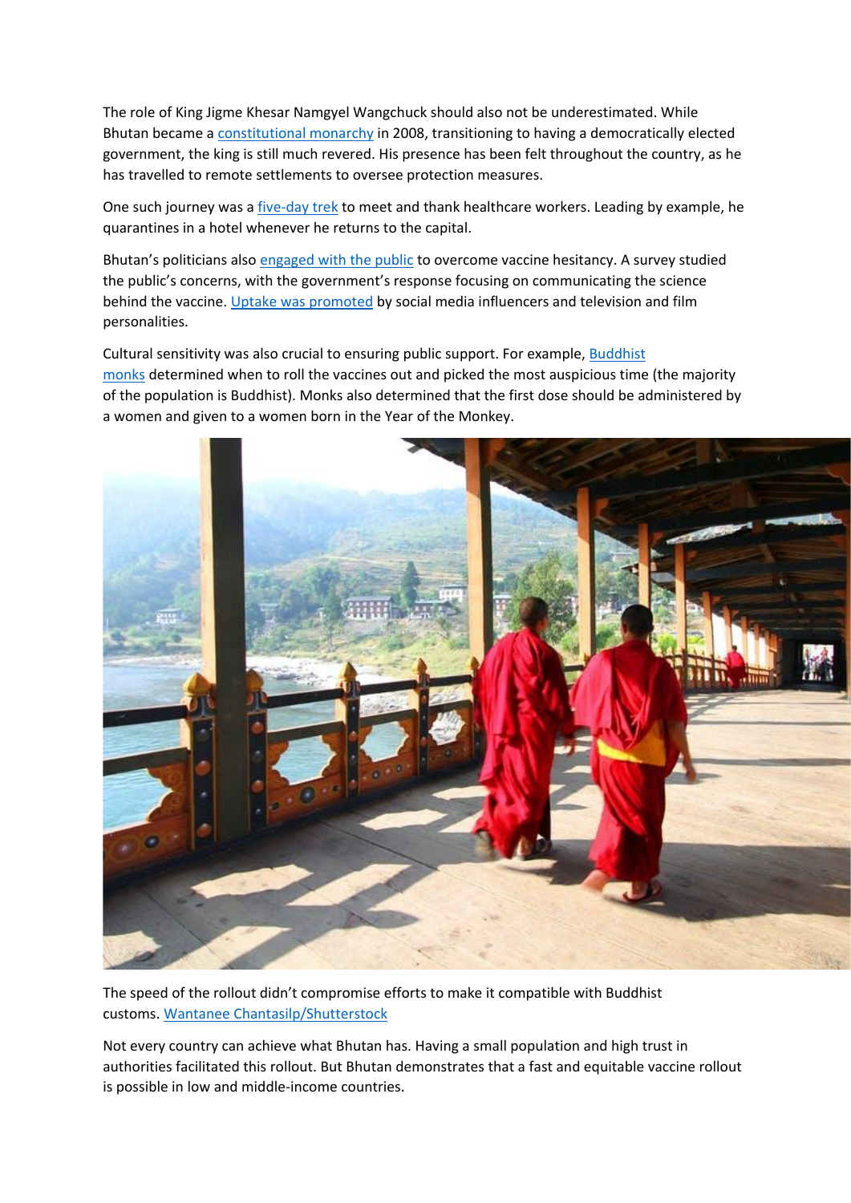The role of King Jigme Khesar Namgyel Wangchuck should also not be underestimated. While Bhutan became a constitutional monarchy in 2008, transitioning to having a democratically elected government, the king is still much revered. His presence has been felt throughout the country, as he has travelled to remote settlements to oversee protection measures.

One such journey was a five-day trek to meet and thank healthcare workers. Leading by example, he quarantines in a hotel whenever he returns to the capital.

Bhutan's politicians also engaged with the public to overcome vaccine hesitancy. A survey studied the public's concerns, with the government's response focusing on communicating the science behind the vaccine. Uptake was promoted by social media influencers and television and film personalities.

Cultural sensitivity was also crucial to ensuring public support. For example, Buddhist monks determined when to roll the vaccines out and picked the most auspicious time (the majority of the population is Buddhist). Monks also determined that the first dose should be administered by a women and given to a women born in the Year of the Monkey.

The speed of the rollout didn't compromise efforts to make it compatible with Buddhist customs. Wantanee Chantasilp/Shutterstock

Not every country can achieve what Bhutan has. Having a small population and high trust in authorities facilitated this rollout. But Bhutan demonstrates that a fast and equitable vaccine rollout is possible in low and middle-income countries.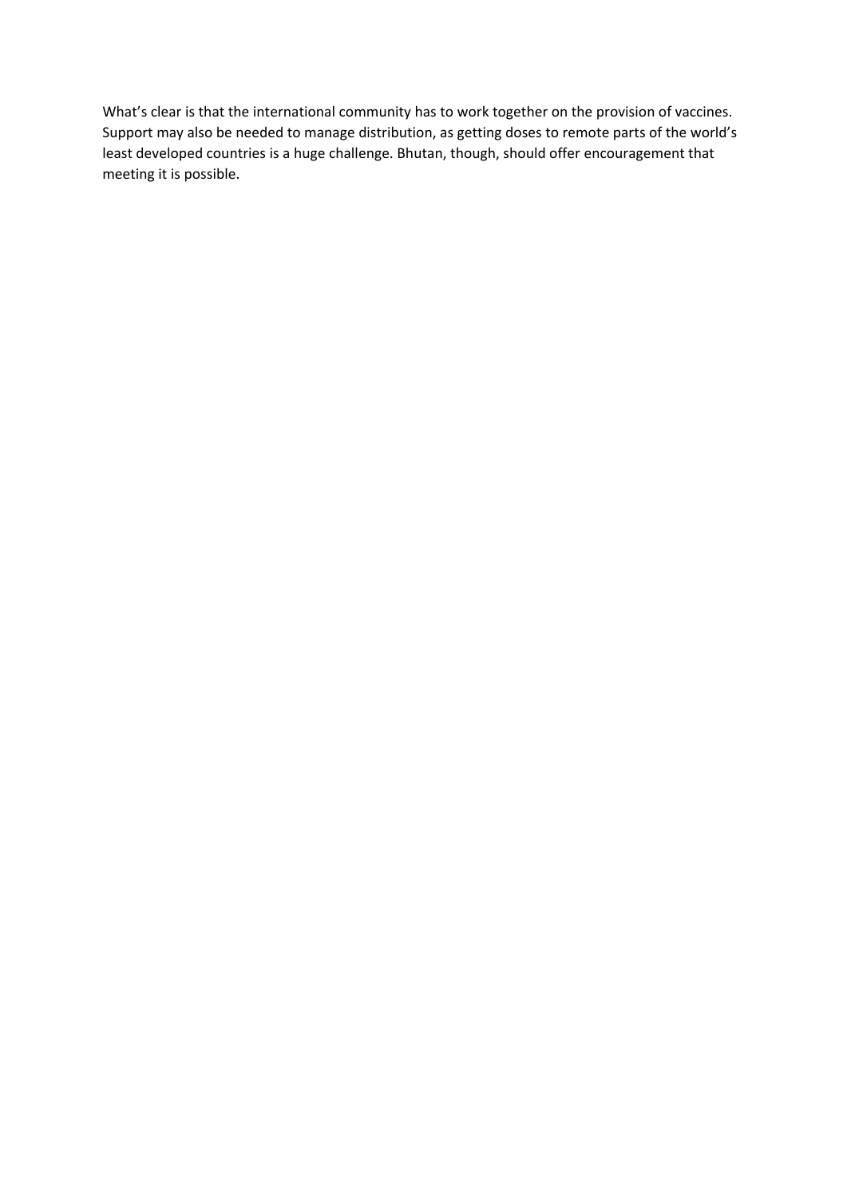What’s clear is that the international community has to work together on the provision of vaccines. Support may also be needed to manage distribution, as getting doses to remote parts of the world’s least developed countries is a huge challenge. Bhutan, though, should offer encouragement that meeting it is possible.